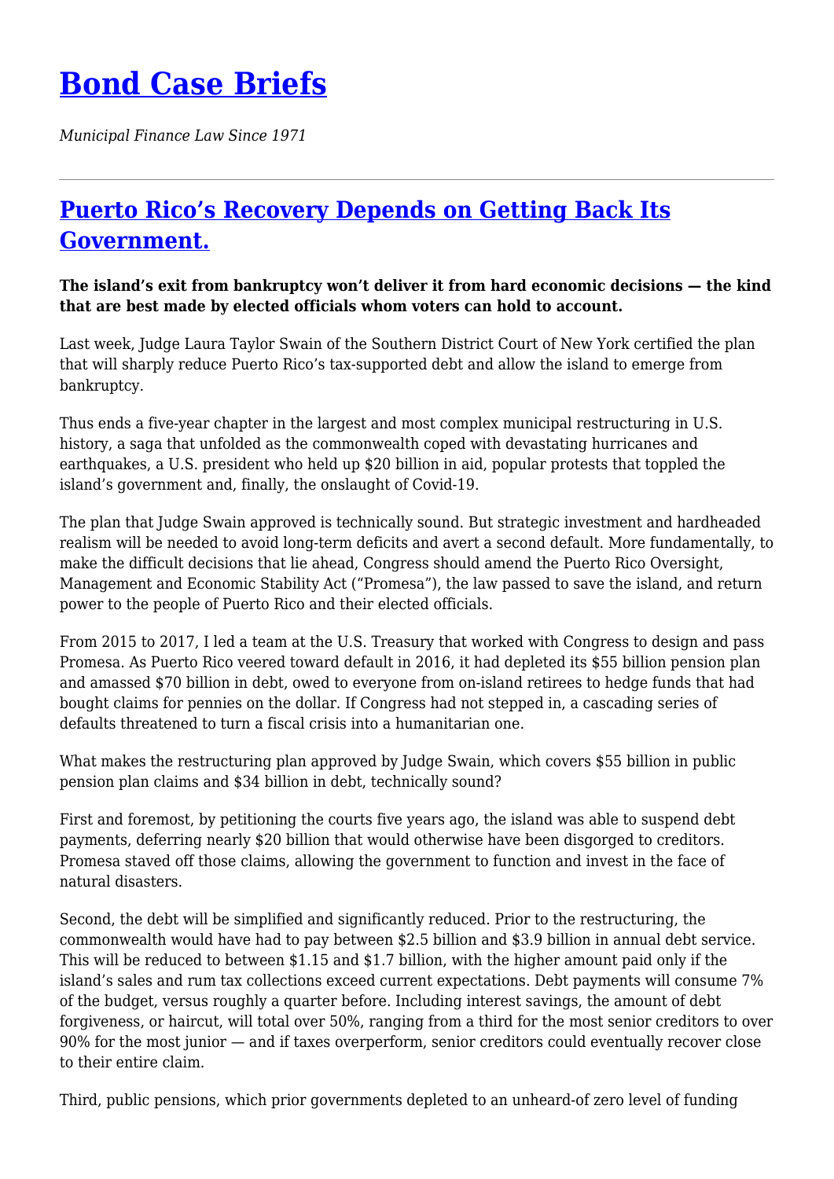# [Bond Case Briefs](#)

*Municipal Finance Law Since 1971*

---

## [Puerto Rico's Recovery Depends on Getting Back Its Government.](#)

**The island's exit from bankruptcy won't deliver it from hard economic decisions — the kind that are best made by elected officials whom voters can hold to account.**

Last week, Judge Laura Taylor Swain of the Southern District Court of New York certified the plan that will sharply reduce Puerto Rico's tax-supported debt and allow the island to emerge from bankruptcy.

Thus ends a five-year chapter in the largest and most complex municipal restructuring in U.S. history, a saga that unfolded as the commonwealth coped with devastating hurricanes and earthquakes, a U.S. president who held up $20 billion in aid, popular protests that toppled the island's government and, finally, the onslaught of Covid-19.

The plan that Judge Swain approved is technically sound. But strategic investment and hardheaded realism will be needed to avoid long-term deficits and avert a second default. More fundamentally, to make the difficult decisions that lie ahead, Congress should amend the Puerto Rico Oversight, Management and Economic Stability Act ("Promesa"), the law passed to save the island, and return power to the people of Puerto Rico and their elected officials.

From 2015 to 2017, I led a team at the U.S. Treasury that worked with Congress to design and pass Promesa. As Puerto Rico veered toward default in 2016, it had depleted its $55 billion pension plan and amassed $70 billion in debt, owed to everyone from on-island retirees to hedge funds that had bought claims for pennies on the dollar. If Congress had not stepped in, a cascading series of defaults threatened to turn a fiscal crisis into a humanitarian one.

What makes the restructuring plan approved by Judge Swain, which covers $55 billion in public pension plan claims and $34 billion in debt, technically sound?

First and foremost, by petitioning the courts five years ago, the island was able to suspend debt payments, deferring nearly $20 billion that would otherwise have been disgorged to creditors. Promesa staved off those claims, allowing the government to function and invest in the face of natural disasters.

Second, the debt will be simplified and significantly reduced. Prior to the restructuring, the commonwealth would have had to pay between $2.5 billion and $3.9 billion in annual debt service. This will be reduced to between $1.15 and $1.7 billion, with the higher amount paid only if the island's sales and rum tax collections exceed current expectations. Debt payments will consume 7% of the budget, versus roughly a quarter before. Including interest savings, the amount of debt forgiveness, or haircut, will total over 50%, ranging from a third for the most senior creditors to over 90% for the most junior — and if taxes overperform, senior creditors could eventually recover close to their entire claim.

Third, public pensions, which prior governments depleted to an unheard-of zero level of funding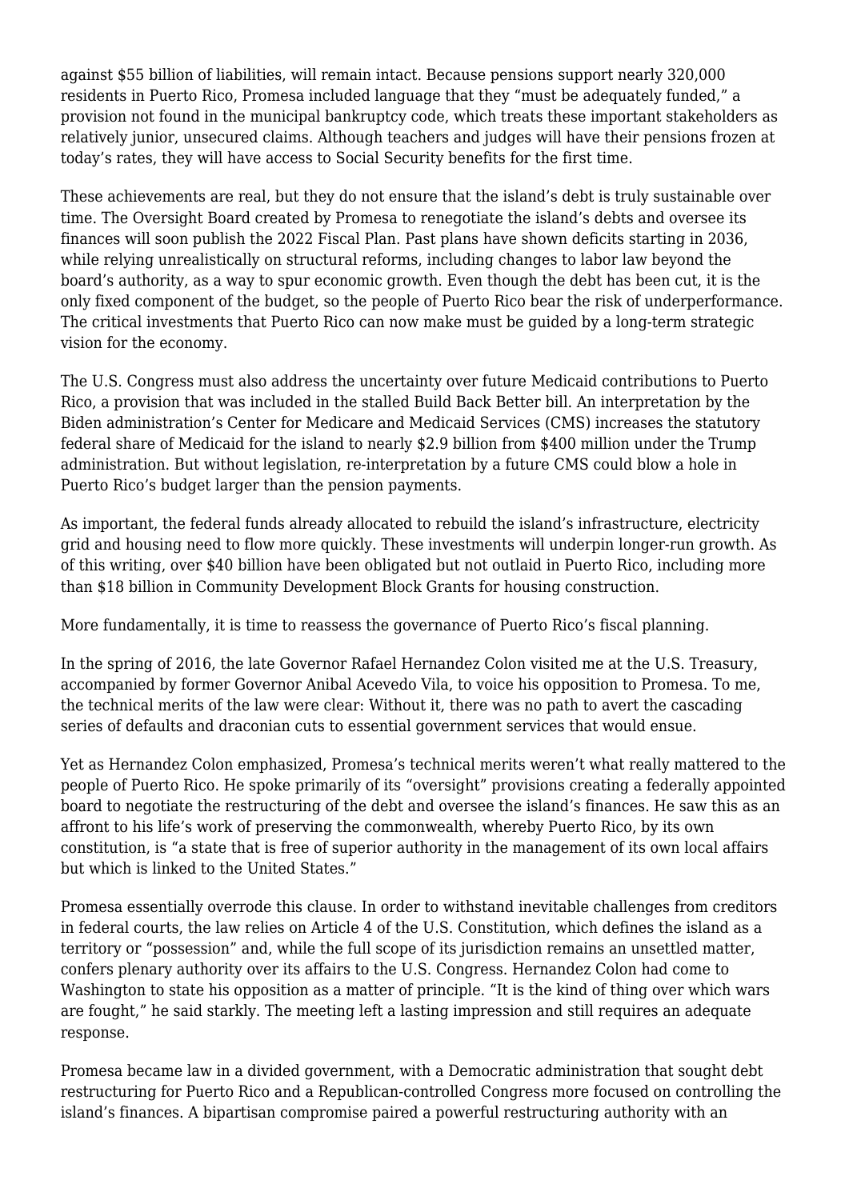against $55 billion of liabilities, will remain intact. Because pensions support nearly 320,000 residents in Puerto Rico, Promesa included language that they "must be adequately funded," a provision not found in the municipal bankruptcy code, which treats these important stakeholders as relatively junior, unsecured claims. Although teachers and judges will have their pensions frozen at today's rates, they will have access to Social Security benefits for the first time.

These achievements are real, but they do not ensure that the island's debt is truly sustainable over time. The Oversight Board created by Promesa to renegotiate the island's debts and oversee its finances will soon publish the 2022 Fiscal Plan. Past plans have shown deficits starting in 2036, while relying unrealistically on structural reforms, including changes to labor law beyond the board's authority, as a way to spur economic growth. Even though the debt has been cut, it is the only fixed component of the budget, so the people of Puerto Rico bear the risk of underperformance. The critical investments that Puerto Rico can now make must be guided by a long-term strategic vision for the economy.

The U.S. Congress must also address the uncertainty over future Medicaid contributions to Puerto Rico, a provision that was included in the stalled Build Back Better bill. An interpretation by the Biden administration's Center for Medicare and Medicaid Services (CMS) increases the statutory federal share of Medicaid for the island to nearly $2.9 billion from $400 million under the Trump administration. But without legislation, re-interpretation by a future CMS could blow a hole in Puerto Rico's budget larger than the pension payments.

As important, the federal funds already allocated to rebuild the island's infrastructure, electricity grid and housing need to flow more quickly. These investments will underpin longer-run growth. As of this writing, over $40 billion have been obligated but not outlaid in Puerto Rico, including more than $18 billion in Community Development Block Grants for housing construction.

More fundamentally, it is time to reassess the governance of Puerto Rico's fiscal planning.

In the spring of 2016, the late Governor Rafael Hernandez Colon visited me at the U.S. Treasury, accompanied by former Governor Anibal Acevedo Vila, to voice his opposition to Promesa. To me, the technical merits of the law were clear: Without it, there was no path to avert the cascading series of defaults and draconian cuts to essential government services that would ensue.

Yet as Hernandez Colon emphasized, Promesa's technical merits weren't what really mattered to the people of Puerto Rico. He spoke primarily of its "oversight" provisions creating a federally appointed board to negotiate the restructuring of the debt and oversee the island's finances. He saw this as an affront to his life's work of preserving the commonwealth, whereby Puerto Rico, by its own constitution, is "a state that is free of superior authority in the management of its own local affairs but which is linked to the United States."

Promesa essentially overrode this clause. In order to withstand inevitable challenges from creditors in federal courts, the law relies on Article 4 of the U.S. Constitution, which defines the island as a territory or "possession" and, while the full scope of its jurisdiction remains an unsettled matter, confers plenary authority over its affairs to the U.S. Congress. Hernandez Colon had come to Washington to state his opposition as a matter of principle. "It is the kind of thing over which wars are fought," he said starkly. The meeting left a lasting impression and still requires an adequate response.

Promesa became law in a divided government, with a Democratic administration that sought debt restructuring for Puerto Rico and a Republican-controlled Congress more focused on controlling the island's finances. A bipartisan compromise paired a powerful restructuring authority with an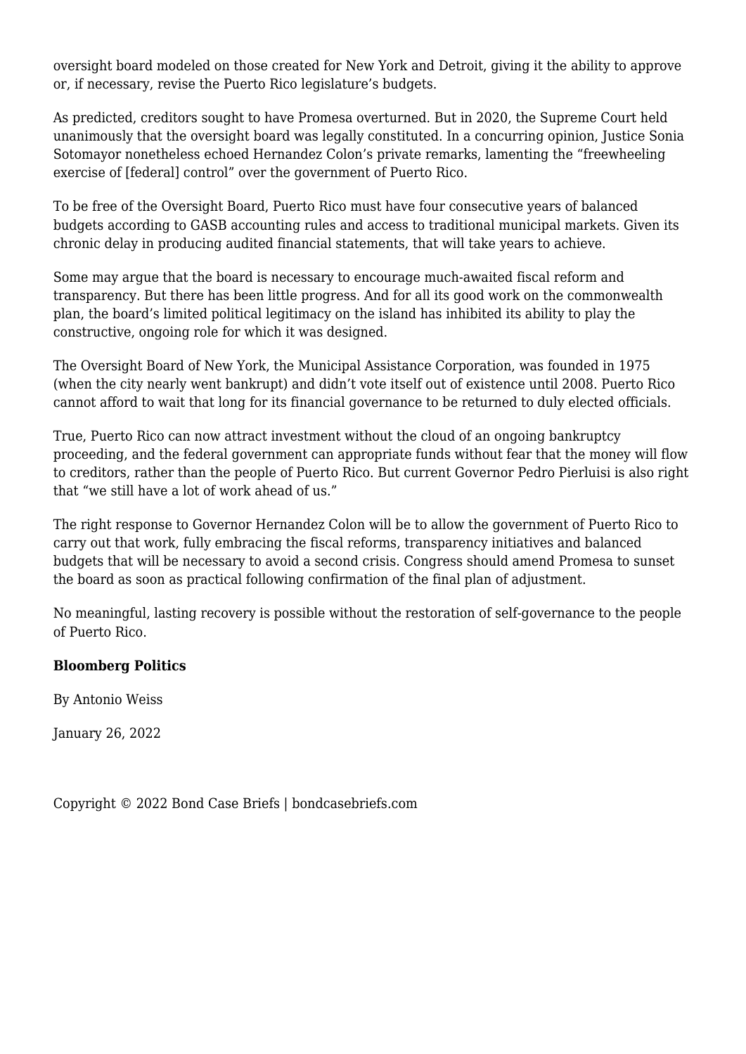oversight board modeled on those created for New York and Detroit, giving it the ability to approve or, if necessary, revise the Puerto Rico legislature's budgets.

As predicted, creditors sought to have Promesa overturned. But in 2020, the Supreme Court held unanimously that the oversight board was legally constituted. In a concurring opinion, Justice Sonia Sotomayor nonetheless echoed Hernandez Colon's private remarks, lamenting the "freewheeling exercise of [federal] control" over the government of Puerto Rico.

To be free of the Oversight Board, Puerto Rico must have four consecutive years of balanced budgets according to GASB accounting rules and access to traditional municipal markets. Given its chronic delay in producing audited financial statements, that will take years to achieve.

Some may argue that the board is necessary to encourage much-awaited fiscal reform and transparency. But there has been little progress. And for all its good work on the commonwealth plan, the board's limited political legitimacy on the island has inhibited its ability to play the constructive, ongoing role for which it was designed.

The Oversight Board of New York, the Municipal Assistance Corporation, was founded in 1975 (when the city nearly went bankrupt) and didn't vote itself out of existence until 2008. Puerto Rico cannot afford to wait that long for its financial governance to be returned to duly elected officials.

True, Puerto Rico can now attract investment without the cloud of an ongoing bankruptcy proceeding, and the federal government can appropriate funds without fear that the money will flow to creditors, rather than the people of Puerto Rico. But current Governor Pedro Pierluisi is also right that "we still have a lot of work ahead of us."

The right response to Governor Hernandez Colon will be to allow the government of Puerto Rico to carry out that work, fully embracing the fiscal reforms, transparency initiatives and balanced budgets that will be necessary to avoid a second crisis. Congress should amend Promesa to sunset the board as soon as practical following confirmation of the final plan of adjustment.

No meaningful, lasting recovery is possible without the restoration of self-governance to the people of Puerto Rico.

**Bloomberg Politics**

By Antonio Weiss

January 26, 2022

Copyright © 2022 Bond Case Briefs | bondcasebriefs.com